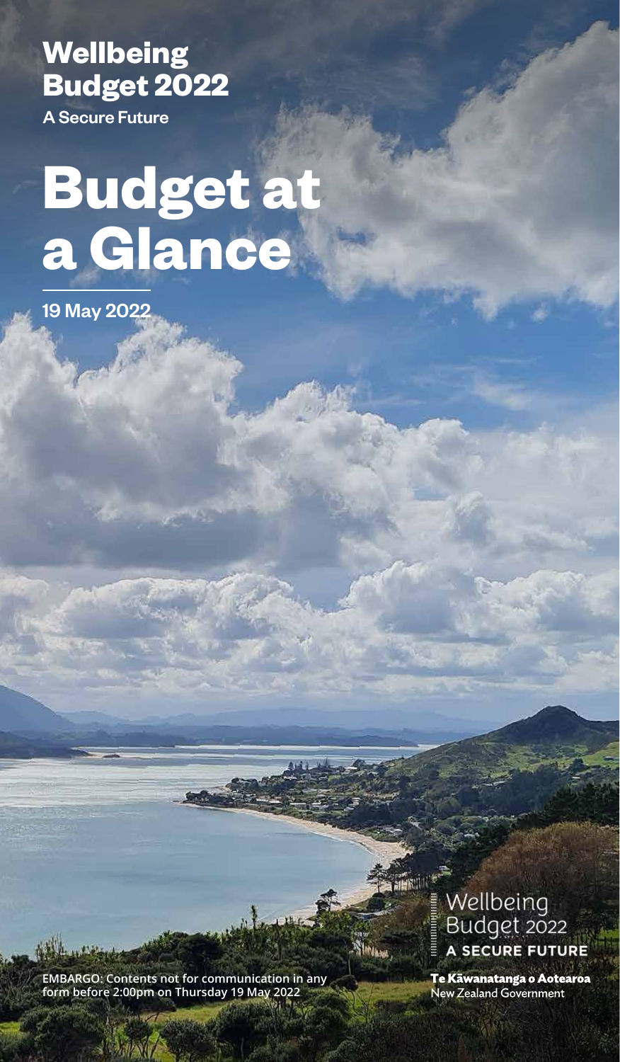# Wellbeing Budget 2022

A Secure Future

# Budget at a Glance

19 May 2022

Wellbeing Budget 2022

A SECURE FUTURE

EMBARGO: Contents not for communication in any form before 2:00pm on Thursday 19 May 2022

Te Kāwanatanga o Aotearoa
New Zealand Government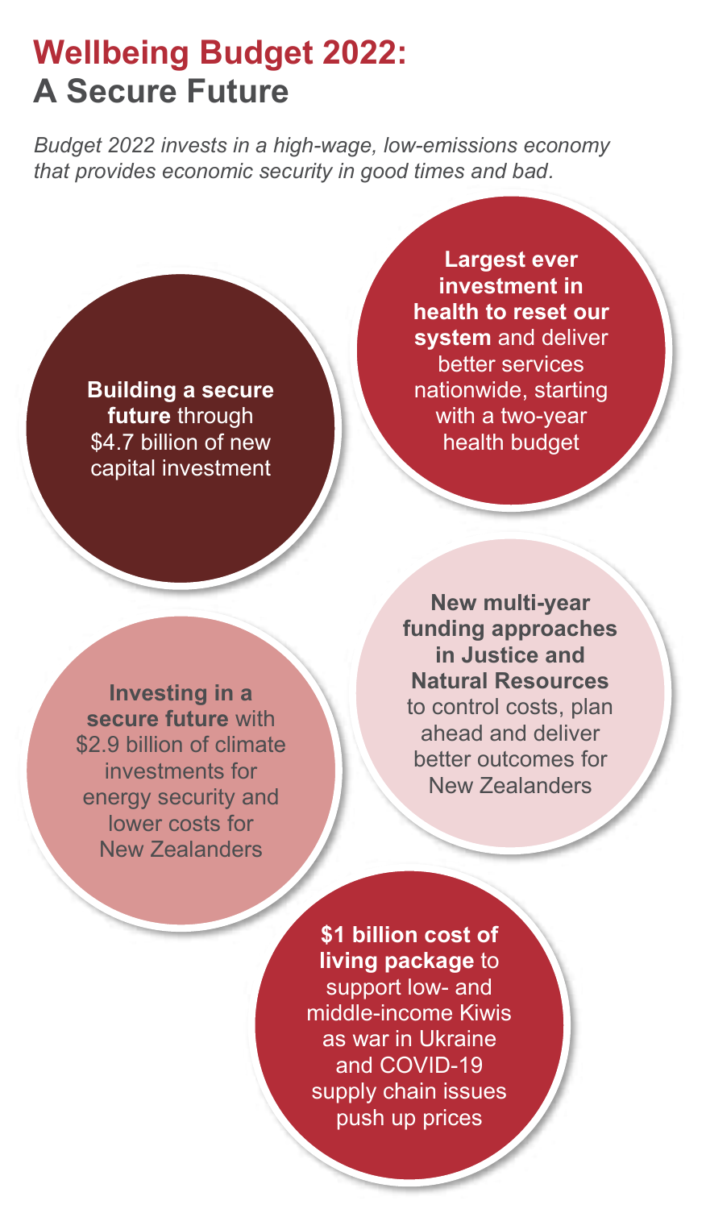# Wellbeing Budget 2022: A Secure Future

*Budget 2022 invests in a high-wage, low-emissions economy that provides economic security in good times and bad.*

**Building a secure future** through $4.7 billion of new capital investment

**Largest ever investment in health to reset our system** and deliver better services nationwide, starting with a two-year health budget

**Investing in a secure future** with $2.9 billion of climate investments for energy security and lower costs for New Zealanders

**New multi-year funding approaches in Justice and Natural Resources** to control costs, plan ahead and deliver better outcomes for New Zealanders

**$1 billion cost of living package** to support low- and middle-income Kiwis as war in Ukraine and COVID-19 supply chain issues push up prices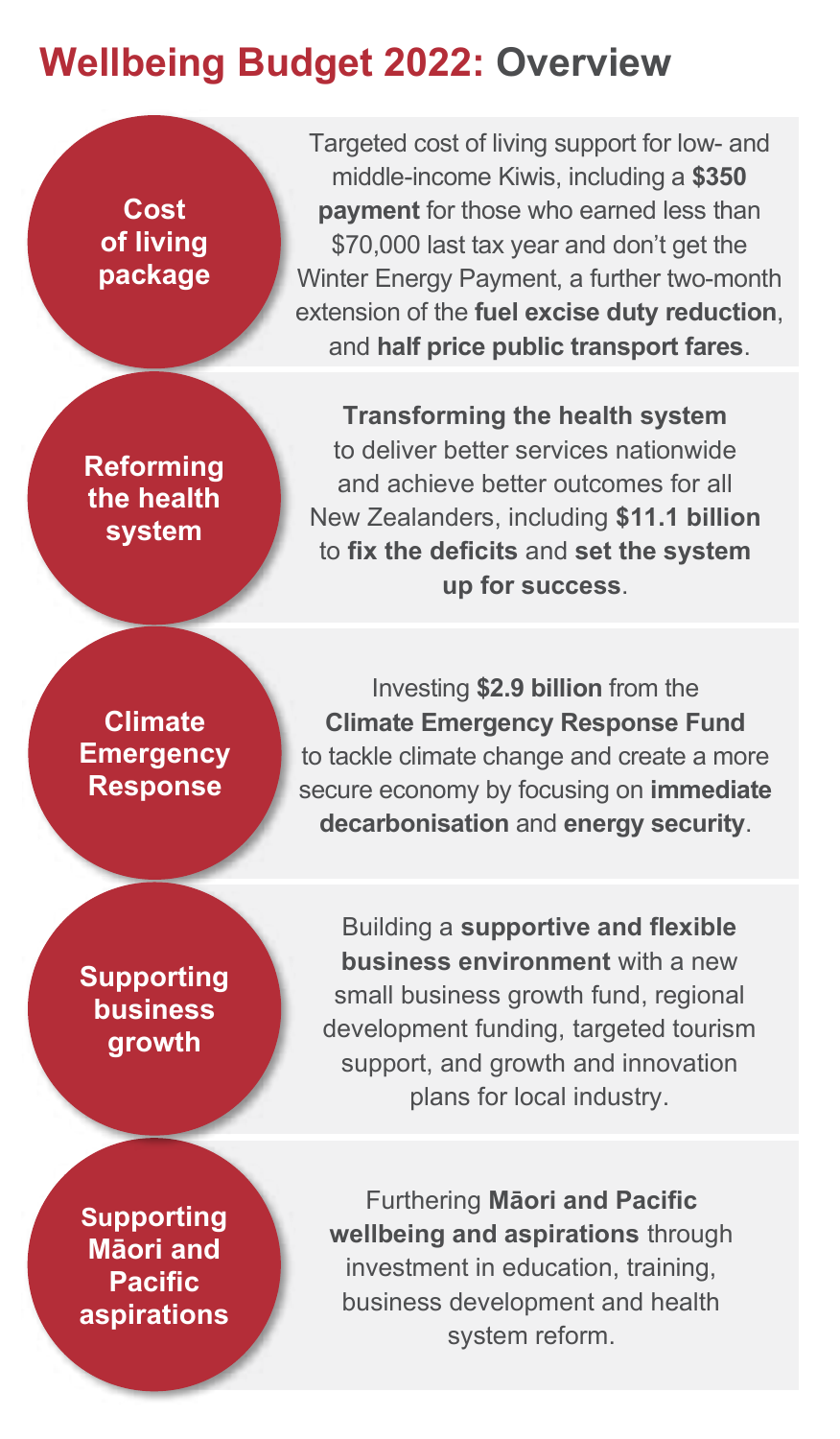# Wellbeing Budget 2022: Overview

**Cost of living package**

Targeted cost of living support for low- and middle-income Kiwis, including a **$350 payment** for those who earned less than $70,000 last tax year and don't get the Winter Energy Payment, a further two-month extension of the **fuel excise duty reduction**, and **half price public transport fares**.

**Reforming the health system**

**Transforming the health system** to deliver better services nationwide and achieve better outcomes for all New Zealanders, including **$11.1 billion** to **fix the deficits** and **set the system up for success**.

**Climate Emergency Response**

Investing **$2.9 billion** from the **Climate Emergency Response Fund** to tackle climate change and create a more secure economy by focusing on **immediate decarbonisation** and **energy security**.

**Supporting business growth**

Building a **supportive and flexible business environment** with a new small business growth fund, regional development funding, targeted tourism support, and growth and innovation plans for local industry.

**Supporting Māori and Pacific aspirations**

Furthering **Māori and Pacific wellbeing and aspirations** through investment in education, training, business development and health system reform.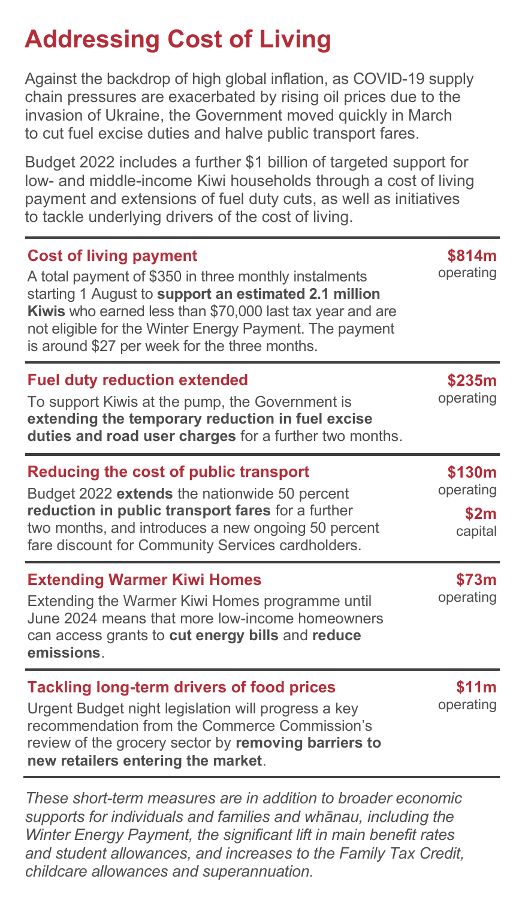# Addressing Cost of Living

Against the backdrop of high global inflation, as COVID-19 supply chain pressures are exacerbated by rising oil prices due to the invasion of Ukraine, the Government moved quickly in March to cut fuel excise duties and halve public transport fares.

Budget 2022 includes a further $1 billion of targeted support for low- and middle-income Kiwi households through a cost of living payment and extensions of fuel duty cuts, as well as initiatives to tackle underlying drivers of the cost of living.

| Initiative | Funding |
|---|---|
| **Cost of living payment**<br>A total payment of $350 in three monthly instalments starting 1 August to **support an estimated 2.1 million Kiwis** who earned less than $70,000 last tax year and are not eligible for the Winter Energy Payment. The payment is around $27 per week for the three months. | **$814m** operating |
| **Fuel duty reduction extended**<br>To support Kiwis at the pump, the Government is **extending the temporary reduction in fuel excise duties and road user charges** for a further two months. | **$235m** operating |
| **Reducing the cost of public transport**<br>Budget 2022 **extends** the nationwide 50 percent **reduction in public transport fares** for a further two months, and introduces a new ongoing 50 percent fare discount for Community Services cardholders. | **$130m** operating<br>**$2m** capital |
| **Extending Warmer Kiwi Homes**<br>Extending the Warmer Kiwi Homes programme until June 2024 means that more low-income homeowners can access grants to **cut energy bills** and **reduce emissions**. | **$73m** operating |
| **Tackling long-term drivers of food prices**<br>Urgent Budget night legislation will progress a key recommendation from the Commerce Commission's review of the grocery sector by **removing barriers to new retailers entering the market**. | **$11m** operating |

*These short-term measures are in addition to broader economic supports for individuals and families and whānau, including the Winter Energy Payment, the significant lift in main benefit rates and student allowances, and increases to the Family Tax Credit, childcare allowances and superannuation.*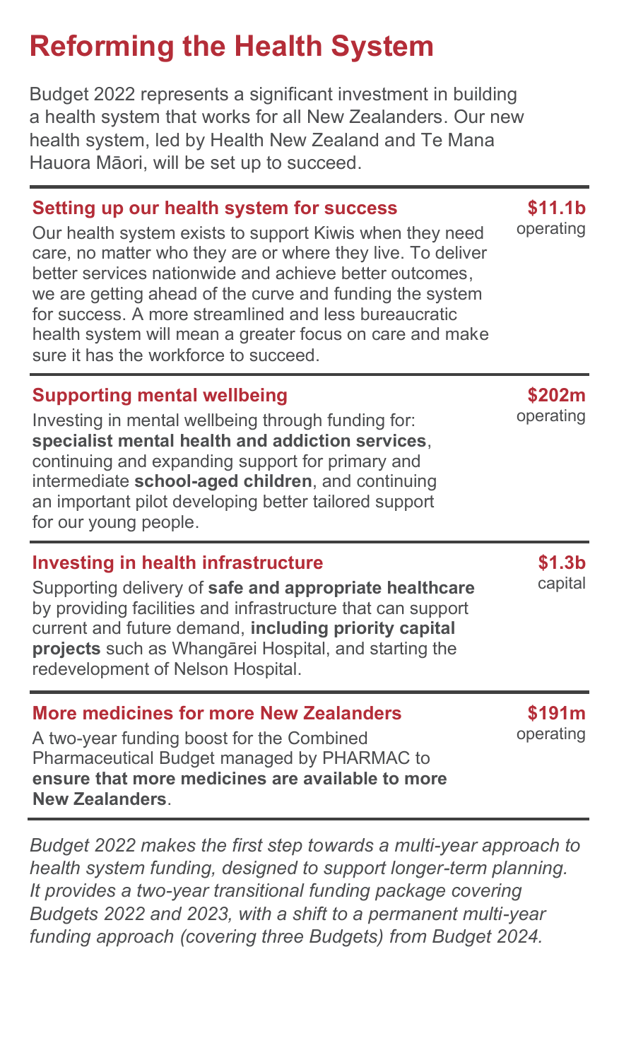# Reforming the Health System

Budget 2022 represents a significant investment in building a health system that works for all New Zealanders. Our new health system, led by Health New Zealand and Te Mana Hauora Māori, will be set up to succeed.

## Setting up our health system for success

**$11.1b** operating

Our health system exists to support Kiwis when they need care, no matter who they are or where they live. To deliver better services nationwide and achieve better outcomes, we are getting ahead of the curve and funding the system for success. A more streamlined and less bureaucratic health system will mean a greater focus on care and make sure it has the workforce to succeed.

## Supporting mental wellbeing

**$202m** operating

Investing in mental wellbeing through funding for: **specialist mental health and addiction services**, continuing and expanding support for primary and intermediate **school-aged children**, and continuing an important pilot developing better tailored support for our young people.

## Investing in health infrastructure

**$1.3b** capital

Supporting delivery of **safe and appropriate healthcare** by providing facilities and infrastructure that can support current and future demand, **including priority capital projects** such as Whangārei Hospital, and starting the redevelopment of Nelson Hospital.

## More medicines for more New Zealanders

**$191m** operating

A two-year funding boost for the Combined Pharmaceutical Budget managed by PHARMAC to **ensure that more medicines are available to more New Zealanders**.

*Budget 2022 makes the first step towards a multi-year approach to health system funding, designed to support longer-term planning. It provides a two-year transitional funding package covering Budgets 2022 and 2023, with a shift to a permanent multi-year funding approach (covering three Budgets) from Budget 2024.*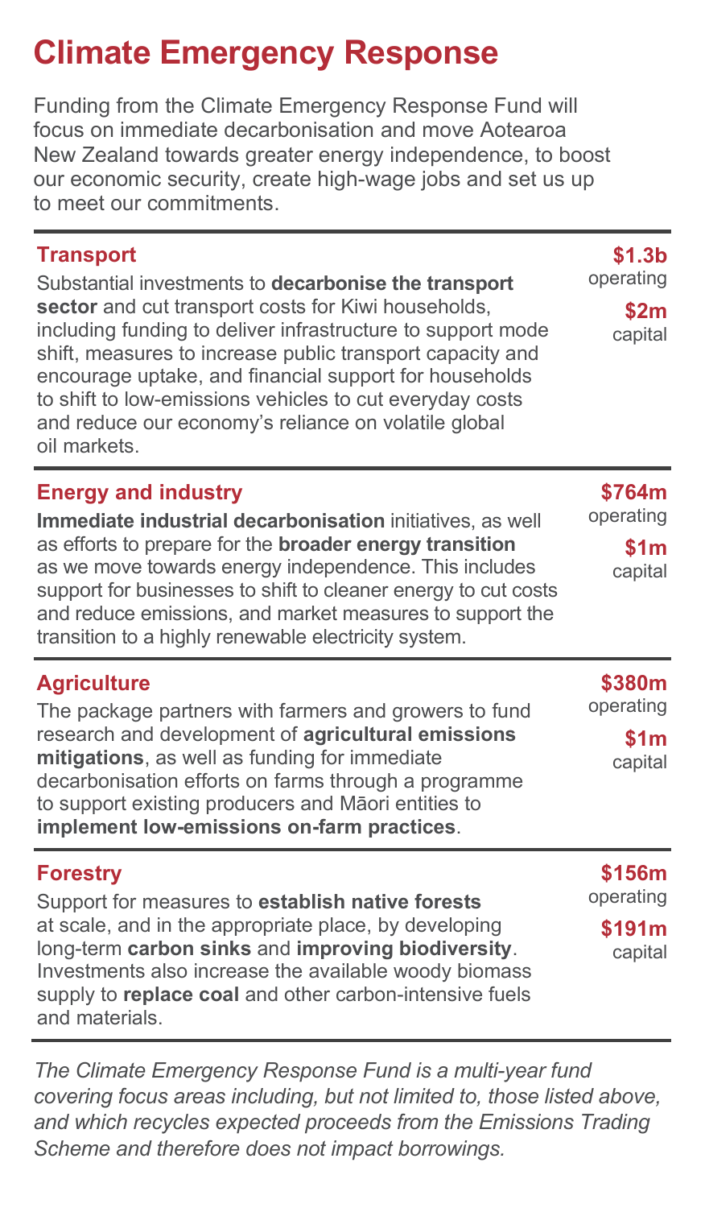# Climate Emergency Response

Funding from the Climate Emergency Response Fund will focus on immediate decarbonisation and move Aotearoa New Zealand towards greater energy independence, to boost our economic security, create high-wage jobs and set us up to meet our commitments.

| | |
|---|---|
| **Transport**<br>Substantial investments to **decarbonise the transport sector** and cut transport costs for Kiwi households, including funding to deliver infrastructure to support mode shift, measures to increase public transport capacity and encourage uptake, and financial support for households to shift to low-emissions vehicles to cut everyday costs and reduce our economy's reliance on volatile global oil markets. | **$1.3b** operating<br>**$2m** capital |
| **Energy and industry**<br>**Immediate industrial decarbonisation** initiatives, as well as efforts to prepare for the **broader energy transition** as we move towards energy independence. This includes support for businesses to shift to cleaner energy to cut costs and reduce emissions, and market measures to support the transition to a highly renewable electricity system. | **$764m** operating<br>**$1m** capital |
| **Agriculture**<br>The package partners with farmers and growers to fund research and development of **agricultural emissions mitigations**, as well as funding for immediate decarbonisation efforts on farms through a programme to support existing producers and Māori entities to **implement low-emissions on-farm practices**. | **$380m** operating<br>**$1m** capital |
| **Forestry**<br>Support for measures to **establish native forests** at scale, and in the appropriate place, by developing long-term **carbon sinks** and **improving biodiversity**. Investments also increase the available woody biomass supply to **replace coal** and other carbon-intensive fuels and materials. | **$156m** operating<br>**$191m** capital |

*The Climate Emergency Response Fund is a multi-year fund covering focus areas including, but not limited to, those listed above, and which recycles expected proceeds from the Emissions Trading Scheme and therefore does not impact borrowings.*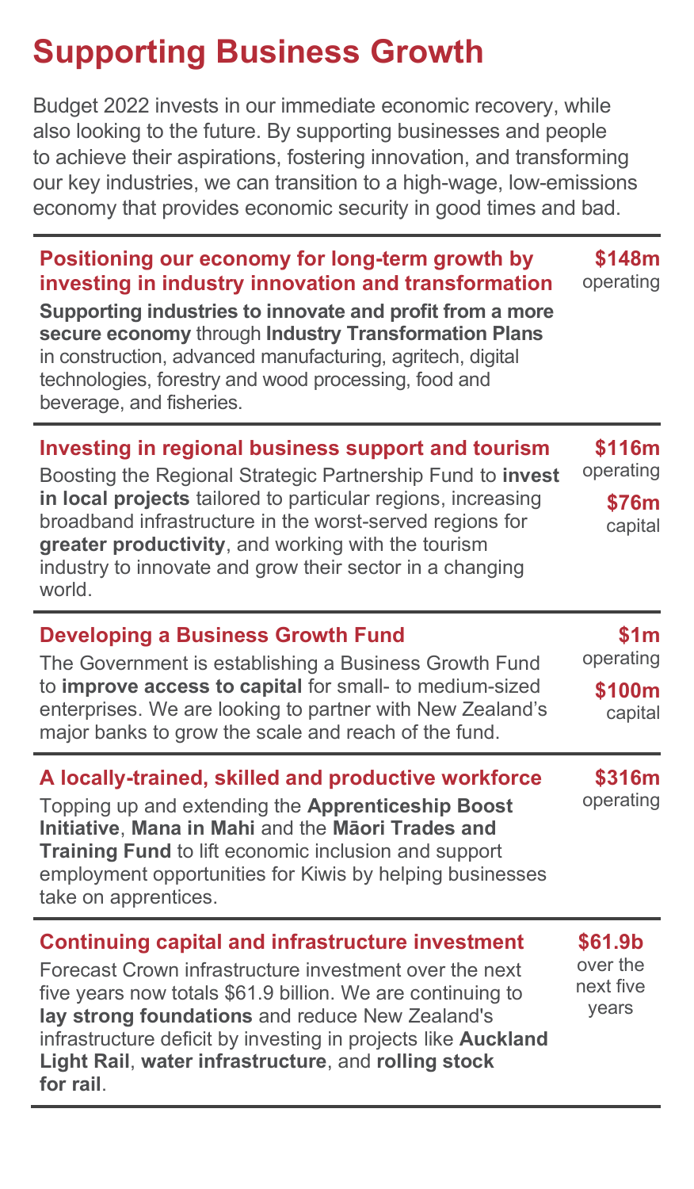# Supporting Business Growth

Budget 2022 invests in our immediate economic recovery, while also looking to the future. By supporting businesses and people to achieve their aspirations, fostering innovation, and transforming our key industries, we can transition to a high-wage, low-emissions economy that provides economic security in good times and bad.

| | |
|---|---|
| **Positioning our economy for long-term growth by investing in industry innovation and transformation**<br>**Supporting industries to innovate and profit from a more secure economy** through **Industry Transformation Plans** in construction, advanced manufacturing, agritech, digital technologies, forestry and wood processing, food and beverage, and fisheries. | **$148m** operating |
| **Investing in regional business support and tourism**<br>Boosting the Regional Strategic Partnership Fund to **invest in local projects** tailored to particular regions, increasing broadband infrastructure in the worst-served regions for **greater productivity**, and working with the tourism industry to innovate and grow their sector in a changing world. | **$116m** operating<br>**$76m** capital |
| **Developing a Business Growth Fund**<br>The Government is establishing a Business Growth Fund to **improve access to capital** for small- to medium-sized enterprises. We are looking to partner with New Zealand's major banks to grow the scale and reach of the fund. | **$1m** operating<br>**$100m** capital |
| **A locally-trained, skilled and productive workforce**<br>Topping up and extending the **Apprenticeship Boost Initiative**, **Mana in Mahi** and the **Māori Trades and Training Fund** to lift economic inclusion and support employment opportunities for Kiwis by helping businesses take on apprentices. | **$316m** operating |
| **Continuing capital and infrastructure investment**<br>Forecast Crown infrastructure investment over the next five years now totals $61.9 billion. We are continuing to **lay strong foundations** and reduce New Zealand's infrastructure deficit by investing in projects like **Auckland Light Rail**, **water infrastructure**, and **rolling stock for rail**. | **$61.9b** over the next five years |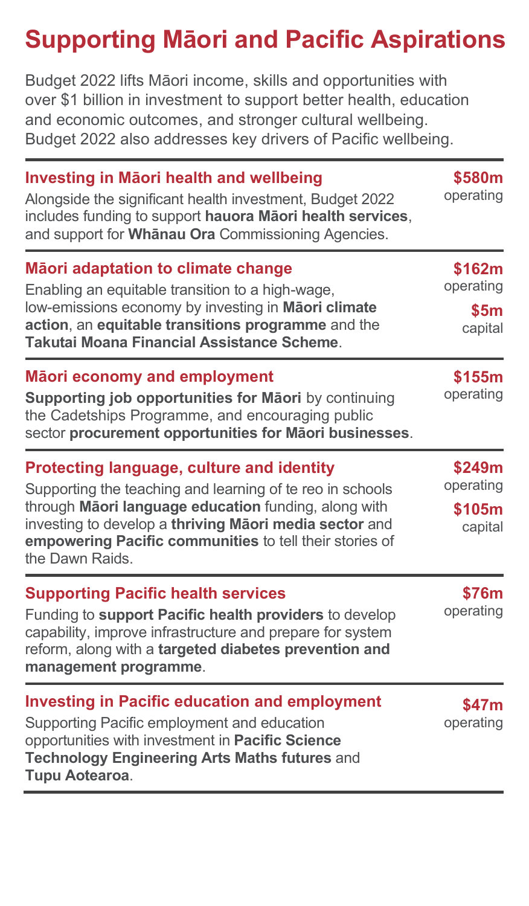# Supporting Māori and Pacific Aspirations

Budget 2022 lifts Māori income, skills and opportunities with over $1 billion in investment to support better health, education and economic outcomes, and stronger cultural wellbeing. Budget 2022 also addresses key drivers of Pacific wellbeing.

| Initiative | Funding |
| --- | --- |
| **Investing in Māori health and wellbeing**<br>Alongside the significant health investment, Budget 2022 includes funding to support **hauora Māori health services**, and support for **Whānau Ora** Commissioning Agencies. | **$580m** operating |
| **Māori adaptation to climate change**<br>Enabling an equitable transition to a high-wage, low-emissions economy by investing in **Māori climate action**, an **equitable transitions programme** and the **Takutai Moana Financial Assistance Scheme**. | **$162m** operating<br>**$5m** capital |
| **Māori economy and employment**<br>**Supporting job opportunities for Māori** by continuing the Cadetships Programme, and encouraging public sector **procurement opportunities for Māori businesses**. | **$155m** operating |
| **Protecting language, culture and identity**<br>Supporting the teaching and learning of te reo in schools through **Māori language education** funding, along with investing to develop a **thriving Māori media sector** and **empowering Pacific communities** to tell their stories of the Dawn Raids. | **$249m** operating<br>**$105m** capital |
| **Supporting Pacific health services**<br>Funding to **support Pacific health providers** to develop capability, improve infrastructure and prepare for system reform, along with a **targeted diabetes prevention and management programme**. | **$76m** operating |
| **Investing in Pacific education and employment**<br>Supporting Pacific employment and education opportunities with investment in **Pacific Science Technology Engineering Arts Maths futures** and **Tupu Aotearoa**. | **$47m** operating |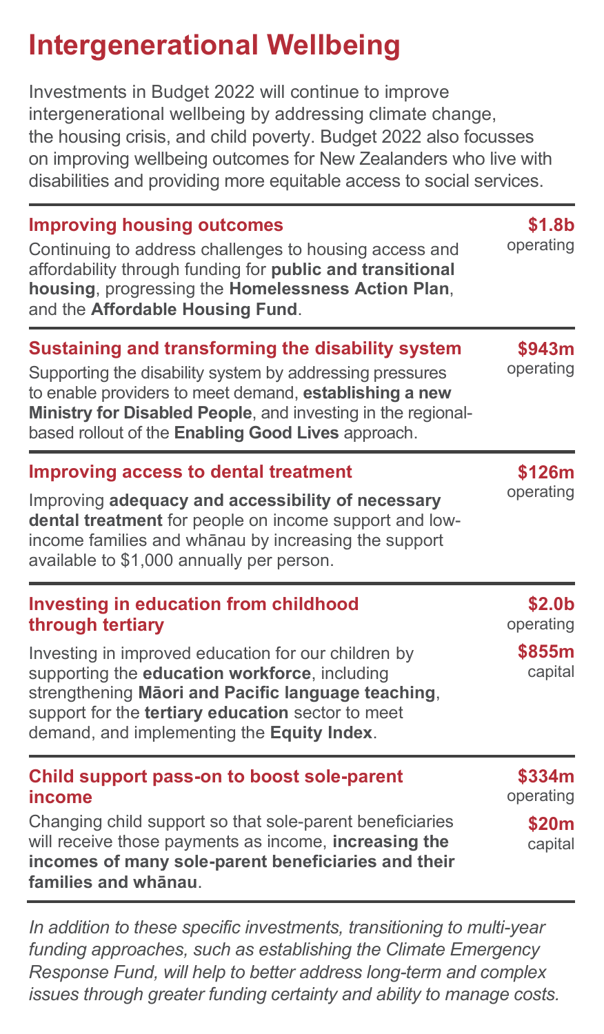# Intergenerational Wellbeing

Investments in Budget 2022 will continue to improve intergenerational wellbeing by addressing climate change, the housing crisis, and child poverty. Budget 2022 also focusses on improving wellbeing outcomes for New Zealanders who live with disabilities and providing more equitable access to social services.

### Improving housing outcomes

**$1.8b** operating

Continuing to address challenges to housing access and affordability through funding for **public and transitional housing**, progressing the **Homelessness Action Plan**, and the **Affordable Housing Fund**.

### Sustaining and transforming the disability system

**$943m** operating

Supporting the disability system by addressing pressures to enable providers to meet demand, **establishing a new Ministry for Disabled People**, and investing in the regional-based rollout of the **Enabling Good Lives** approach.

### Improving access to dental treatment

**$126m** operating

Improving **adequacy and accessibility of necessary dental treatment** for people on income support and low-income families and whānau by increasing the support available to $1,000 annually per person.

### Investing in education from childhood through tertiary

**$2.0b** operating

**$855m** capital

Investing in improved education for our children by supporting the **education workforce**, including strengthening **Māori and Pacific language teaching**, support for the **tertiary education** sector to meet demand, and implementing the **Equity Index**.

### Child support pass-on to boost sole-parent income

**$334m** operating

**$20m** capital

Changing child support so that sole-parent beneficiaries will receive those payments as income, **increasing the incomes of many sole-parent beneficiaries and their families and whānau**.

*In addition to these specific investments, transitioning to multi-year funding approaches, such as establishing the Climate Emergency Response Fund, will help to better address long-term and complex issues through greater funding certainty and ability to manage costs.*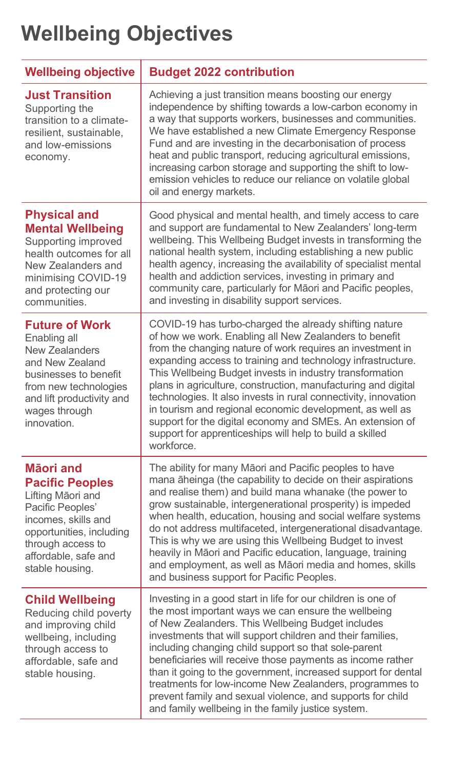# Wellbeing Objectives

| Wellbeing objective | Budget 2022 contribution |
| --- | --- |
| **Just Transition** Supporting the transition to a climate-resilient, sustainable, and low-emissions economy. | Achieving a just transition means boosting our energy independence by shifting towards a low-carbon economy in a way that supports workers, businesses and communities. We have established a new Climate Emergency Response Fund and are investing in the decarbonisation of process heat and public transport, reducing agricultural emissions, increasing carbon storage and supporting the shift to low-emission vehicles to reduce our reliance on volatile global oil and energy markets. |
| **Physical and Mental Wellbeing** Supporting improved health outcomes for all New Zealanders and minimising COVID-19 and protecting our communities. | Good physical and mental health, and timely access to care and support are fundamental to New Zealanders' long-term wellbeing. This Wellbeing Budget invests in transforming the national health system, including establishing a new public health agency, increasing the availability of specialist mental health and addiction services, investing in primary and community care, particularly for Māori and Pacific peoples, and investing in disability support services. |
| **Future of Work** Enabling all New Zealanders and New Zealand businesses to benefit from new technologies and lift productivity and wages through innovation. | COVID-19 has turbo-charged the already shifting nature of how we work. Enabling all New Zealanders to benefit from the changing nature of work requires an investment in expanding access to training and technology infrastructure. This Wellbeing Budget invests in industry transformation plans in agriculture, construction, manufacturing and digital technologies. It also invests in rural connectivity, innovation in tourism and regional economic development, as well as support for the digital economy and SMEs. An extension of support for apprenticeships will help to build a skilled workforce. |
| **Māori and Pacific Peoples** Lifting Māori and Pacific Peoples' incomes, skills and opportunities, including through access to affordable, safe and stable housing. | The ability for many Māori and Pacific peoples to have mana āheinga (the capability to decide on their aspirations and realise them) and build mana whanake (the power to grow sustainable, intergenerational prosperity) is impeded when health, education, housing and social welfare systems do not address multifaceted, intergenerational disadvantage. This is why we are using this Wellbeing Budget to invest heavily in Māori and Pacific education, language, training and employment, as well as Māori media and homes, skills and business support for Pacific Peoples. |
| **Child Wellbeing** Reducing child poverty and improving child wellbeing, including through access to affordable, safe and stable housing. | Investing in a good start in life for our children is one of the most important ways we can ensure the wellbeing of New Zealanders. This Wellbeing Budget includes investments that will support children and their families, including changing child support so that sole-parent beneficiaries will receive those payments as income rather than it going to the government, increased support for dental treatments for low-income New Zealanders, programmes to prevent family and sexual violence, and supports for child and family wellbeing in the family justice system. |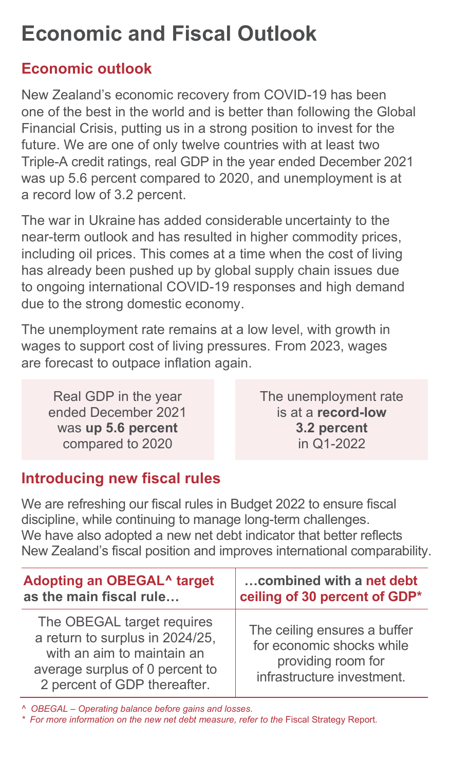# Economic and Fiscal Outlook

## Economic outlook

New Zealand's economic recovery from COVID-19 has been one of the best in the world and is better than following the Global Financial Crisis, putting us in a strong position to invest for the future. We are one of only twelve countries with at least two Triple-A credit ratings, real GDP in the year ended December 2021 was up 5.6 percent compared to 2020, and unemployment is at a record low of 3.2 percent.

The war in Ukraine has added considerable uncertainty to the near-term outlook and has resulted in higher commodity prices, including oil prices. This comes at a time when the cost of living has already been pushed up by global supply chain issues due to ongoing international COVID-19 responses and high demand due to the strong domestic economy.

The unemployment rate remains at a low level, with growth in wages to support cost of living pressures. From 2023, wages are forecast to outpace inflation again.

Real GDP in the year ended December 2021 was **up 5.6 percent** compared to 2020

The unemployment rate is at a **record-low 3.2 percent** in Q1-2022

## Introducing new fiscal rules

We are refreshing our fiscal rules in Budget 2022 to ensure fiscal discipline, while continuing to manage long-term challenges. We have also adopted a new net debt indicator that better reflects New Zealand's fiscal position and improves international comparability.

| **Adopting an OBEGAL^ target as the main fiscal rule…** | **…combined with a net debt ceiling of 30 percent of GDP*** |
|---|---|
| The OBEGAL target requires a return to surplus in 2024/25, with an aim to maintain an average surplus of 0 percent to 2 percent of GDP thereafter. | The ceiling ensures a buffer for economic shocks while providing room for infrastructure investment. |

*^ OBEGAL – Operating balance before gains and losses.*

*\* For more information on the new net debt measure, refer to the* Fiscal Strategy Report.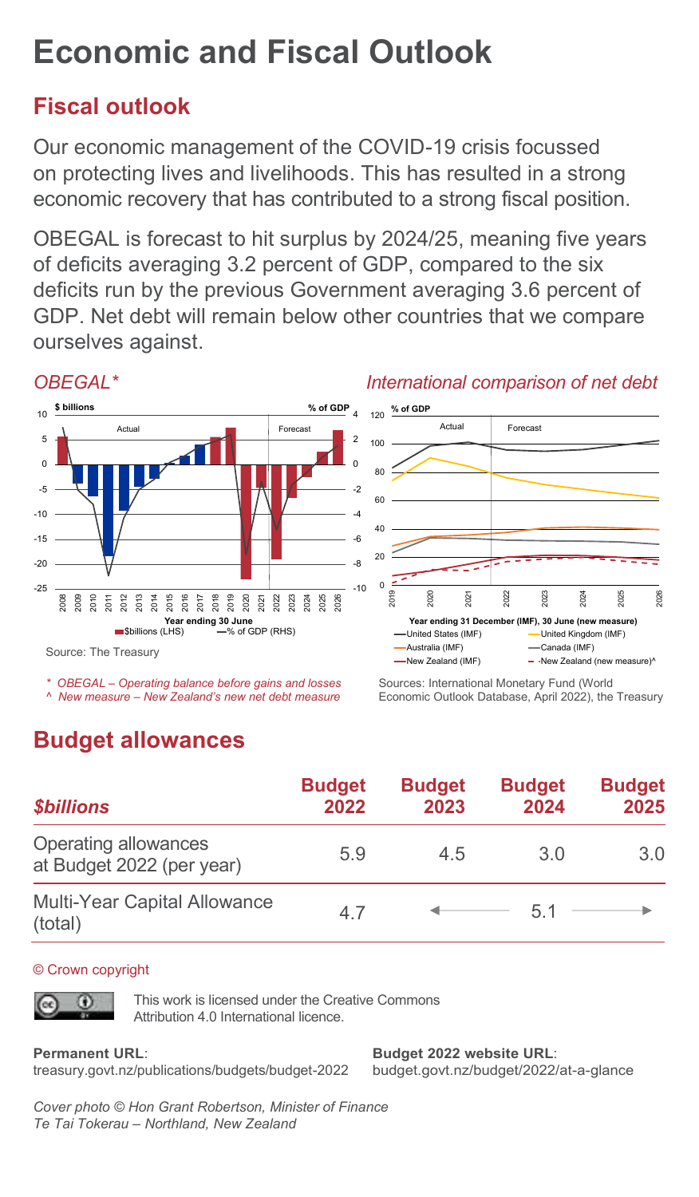# Economic and Fiscal Outlook

## Fiscal outlook

Our economic management of the COVID-19 crisis focussed on protecting lives and livelihoods. This has resulted in a strong economic recovery that has contributed to a strong fiscal position.

OBEGAL is forecast to hit surplus by 2024/25, meaning five years of deficits averaging 3.2 percent of GDP, compared to the six deficits run by the previous Government averaging 3.6 percent of GDP. Net debt will remain below other countries that we compare ourselves against.

*OBEGAL**

$ billions

% of GDP

Actual

Forecast

10 5 0 -5 -10 -15 -20 -25

4 2 0 -2 -4 -6 -8 -10

2008 2009 2010 2011 2012 2013 2014 2015 2016 2017 2018 2019 2020 2021 2022 2023 2024 2025 2026

Year ending 30 June

$billions (LHS) — % of GDP (RHS)

Source: The Treasury

*International comparison of net debt*

% of GDP

Actual

Forecast

120 100 80 60 40 20 0

2019 2020 2021 2022 2023 2024 2025 2026

Year ending 31 December (IMF), 30 June (new measure)

United States (IMF) — United Kingdom (IMF) — Australia (IMF) — Canada (IMF) — New Zealand (IMF) — New Zealand (new measure)^

*\* OBEGAL – Operating balance before gains and losses*
*^ New measure – New Zealand's new net debt measure*

Sources: International Monetary Fund (World Economic Outlook Database, April 2022), the Treasury

## Budget allowances

| *$billions* | Budget 2022 | Budget 2023 | Budget 2024 | Budget 2025 |
|---|---|---|---|---|
| Operating allowances at Budget 2022 (per year) | 5.9 | 4.5 | 3.0 | 3.0 |
| Multi-Year Capital Allowance (total) | 4.7 | ← | 5.1 | → |

© Crown copyright

This work is licensed under the Creative Commons Attribution 4.0 International licence.

**Permanent URL**:
treasury.govt.nz/publications/budgets/budget-2022

**Budget 2022 website URL**:
budget.govt.nz/budget/2022/at-a-glance

*Cover photo © Hon Grant Robertson, Minister of Finance*
*Te Tai Tokerau – Northland, New Zealand*